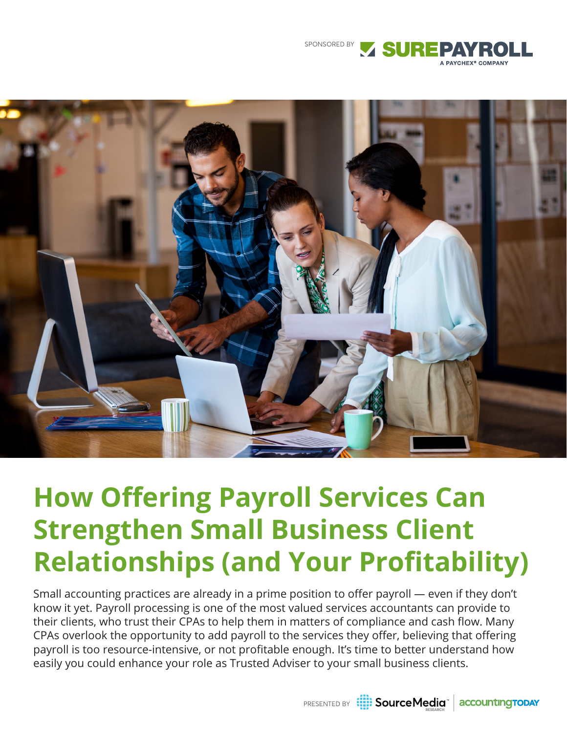SPONSORED BY SUREPAYROLL A PAYCHEX® COMPANY

# How Offering Payroll Services Can Strengthen Small Business Client Relationships (and Your Profitability)

Small accounting practices are already in a prime position to offer payroll — even if they don't know it yet. Payroll processing is one of the most valued services accountants can provide to their clients, who trust their CPAs to help them in matters of compliance and cash flow. Many CPAs overlook the opportunity to add payroll to the services they offer, believing that offering payroll is too resource-intensive, or not profitable enough. It's time to better understand how easily you could enhance your role as Trusted Adviser to your small business clients.

PRESENTED BY SourceMedia RESEARCH | accountingTODAY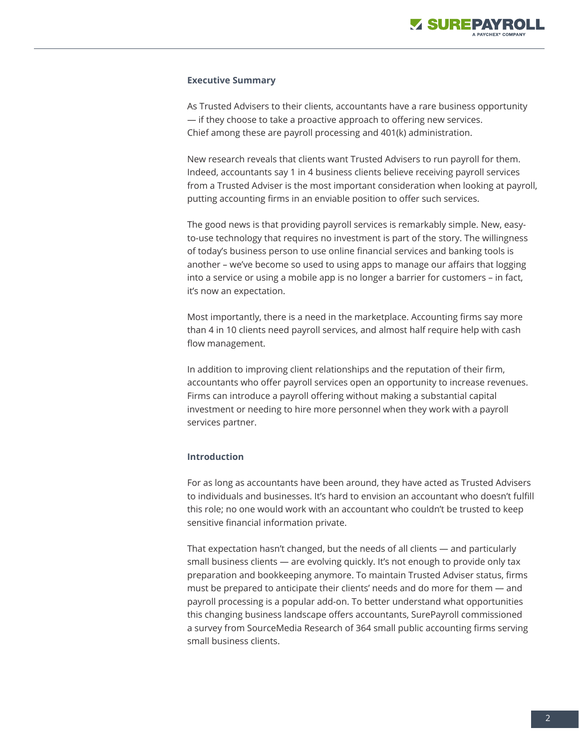## Executive Summary

As Trusted Advisers to their clients, accountants have a rare business opportunity — if they choose to take a proactive approach to offering new services. Chief among these are payroll processing and 401(k) administration.

New research reveals that clients want Trusted Advisers to run payroll for them. Indeed, accountants say 1 in 4 business clients believe receiving payroll services from a Trusted Adviser is the most important consideration when looking at payroll, putting accounting firms in an enviable position to offer such services.

The good news is that providing payroll services is remarkably simple. New, easy-to-use technology that requires no investment is part of the story. The willingness of today's business person to use online financial services and banking tools is another – we've become so used to using apps to manage our affairs that logging into a service or using a mobile app is no longer a barrier for customers – in fact, it's now an expectation.

Most importantly, there is a need in the marketplace. Accounting firms say more than 4 in 10 clients need payroll services, and almost half require help with cash flow management.

In addition to improving client relationships and the reputation of their firm, accountants who offer payroll services open an opportunity to increase revenues. Firms can introduce a payroll offering without making a substantial capital investment or needing to hire more personnel when they work with a payroll services partner.

## Introduction

For as long as accountants have been around, they have acted as Trusted Advisers to individuals and businesses. It's hard to envision an accountant who doesn't fulfill this role; no one would work with an accountant who couldn't be trusted to keep sensitive financial information private.

That expectation hasn't changed, but the needs of all clients — and particularly small business clients — are evolving quickly. It's not enough to provide only tax preparation and bookkeeping anymore. To maintain Trusted Adviser status, firms must be prepared to anticipate their clients' needs and do more for them — and payroll processing is a popular add-on. To better understand what opportunities this changing business landscape offers accountants, SurePayroll commissioned a survey from SourceMedia Research of 364 small public accounting firms serving small business clients.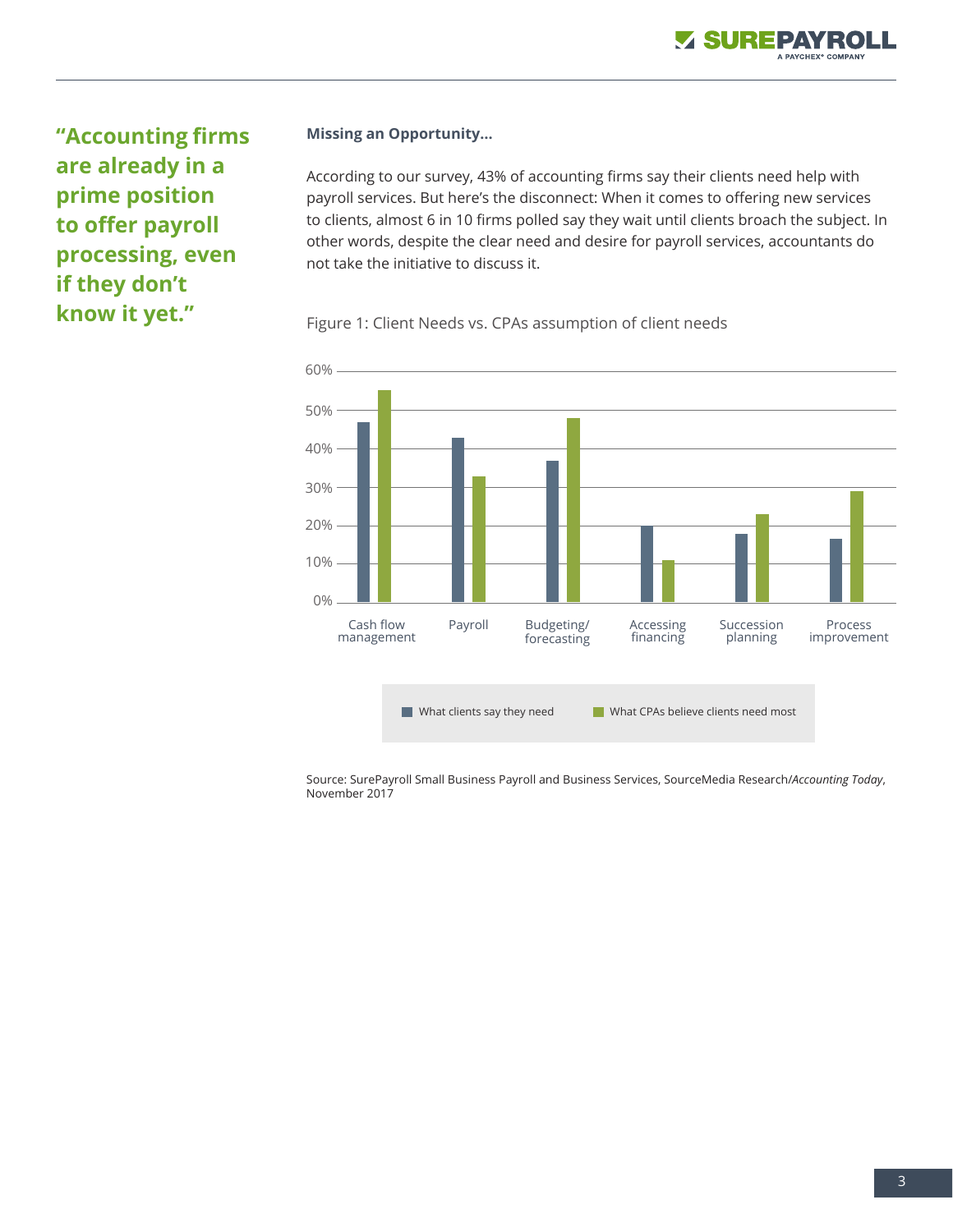**"Accounting firms are already in a prime position to offer payroll processing, even if they don't know it yet."**

**Missing an Opportunity...**

According to our survey, 43% of accounting firms say their clients need help with payroll services. But here's the disconnect: When it comes to offering new services to clients, almost 6 in 10 firms polled say they wait until clients broach the subject. In other words, despite the clear need and desire for payroll services, accountants do not take the initiative to discuss it.

Figure 1: Client Needs vs. CPAs assumption of client needs

Source: SurePayroll Small Business Payroll and Business Services, SourceMedia Research/*Accounting Today*, November 2017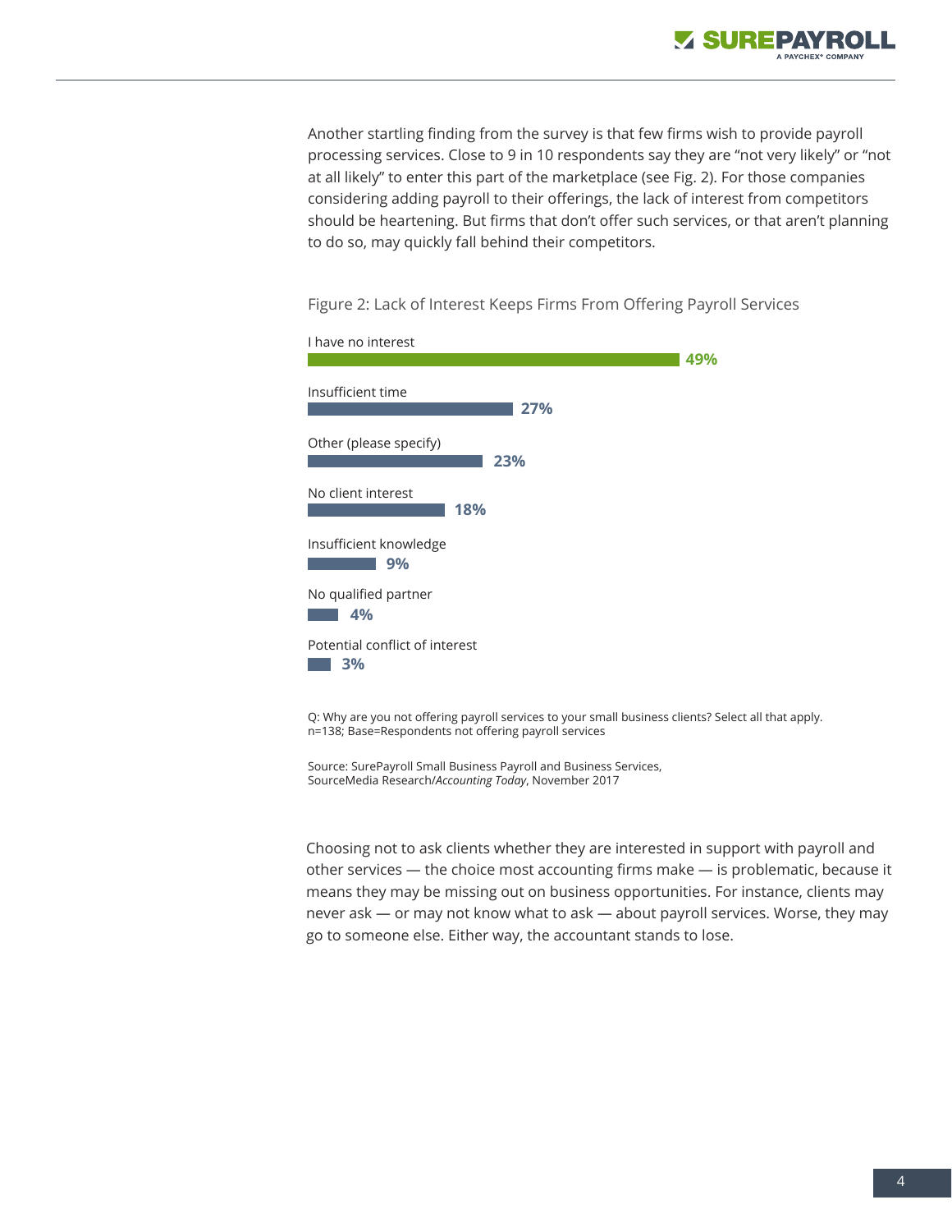Another startling finding from the survey is that few firms wish to provide payroll processing services. Close to 9 in 10 respondents say they are "not very likely" or "not at all likely" to enter this part of the marketplace (see Fig. 2). For those companies considering adding payroll to their offerings, the lack of interest from competitors should be heartening. But firms that don't offer such services, or that aren't planning to do so, may quickly fall behind their competitors.

Figure 2: Lack of Interest Keeps Firms From Offering Payroll Services

| Reason | Percentage |
| --- | --- |
| I have no interest | 49% |
| Insufficient time | 27% |
| Other (please specify) | 23% |
| No client interest | 18% |
| Insufficient knowledge | 9% |
| No qualified partner | 4% |
| Potential conflict of interest | 3% |

Q: Why are you not offering payroll services to your small business clients? Select all that apply.
n=138; Base=Respondents not offering payroll services

Source: SurePayroll Small Business Payroll and Business Services, SourceMedia Research/*Accounting Today*, November 2017

Choosing not to ask clients whether they are interested in support with payroll and other services — the choice most accounting firms make — is problematic, because it means they may be missing out on business opportunities. For instance, clients may never ask — or may not know what to ask — about payroll services. Worse, they may go to someone else. Either way, the accountant stands to lose.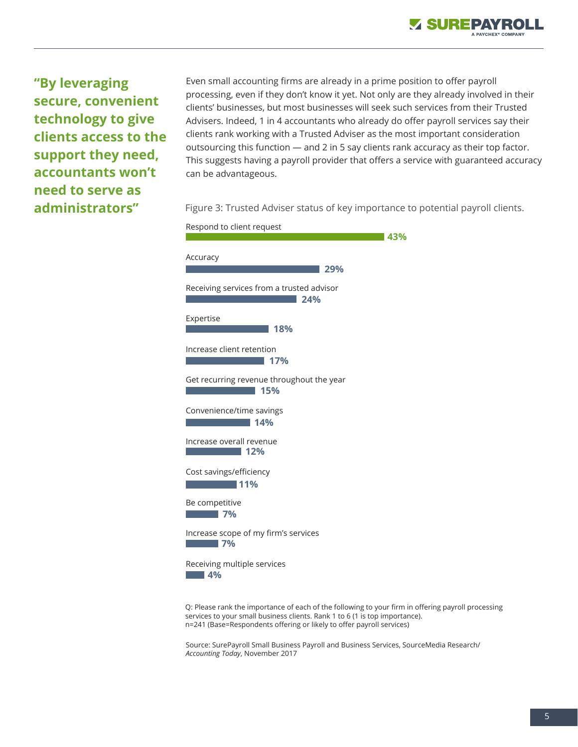**“By leveraging secure, convenient technology to give clients access to the support they need, accountants won’t need to serve as administrators”**

Even small accounting firms are already in a prime position to offer payroll processing, even if they don’t know it yet. Not only are they already involved in their clients’ businesses, but most businesses will seek such services from their Trusted Advisers. Indeed, 1 in 4 accountants who already do offer payroll services say their clients rank working with a Trusted Adviser as the most important consideration outsourcing this function — and 2 in 5 say clients rank accuracy as their top factor. This suggests having a payroll provider that offers a service with guaranteed accuracy can be advantageous.

Figure 3: Trusted Adviser status of key importance to potential payroll clients.

| Factor | % |
|---|---|
| Respond to client request | 43% |
| Accuracy | 29% |
| Receiving services from a trusted advisor | 24% |
| Expertise | 18% |
| Increase client retention | 17% |
| Get recurring revenue throughout the year | 15% |
| Convenience/time savings | 14% |
| Increase overall revenue | 12% |
| Cost savings/efficiency | 11% |
| Be competitive | 7% |
| Increase scope of my firm’s services | 7% |
| Receiving multiple services | 4% |

Q: Please rank the importance of each of the following to your firm in offering payroll processing services to your small business clients. Rank 1 to 6 (1 is top importance).
n=241 (Base=Respondents offering or likely to offer payroll services)

Source: SurePayroll Small Business Payroll and Business Services, SourceMedia Research/ *Accounting Today*, November 2017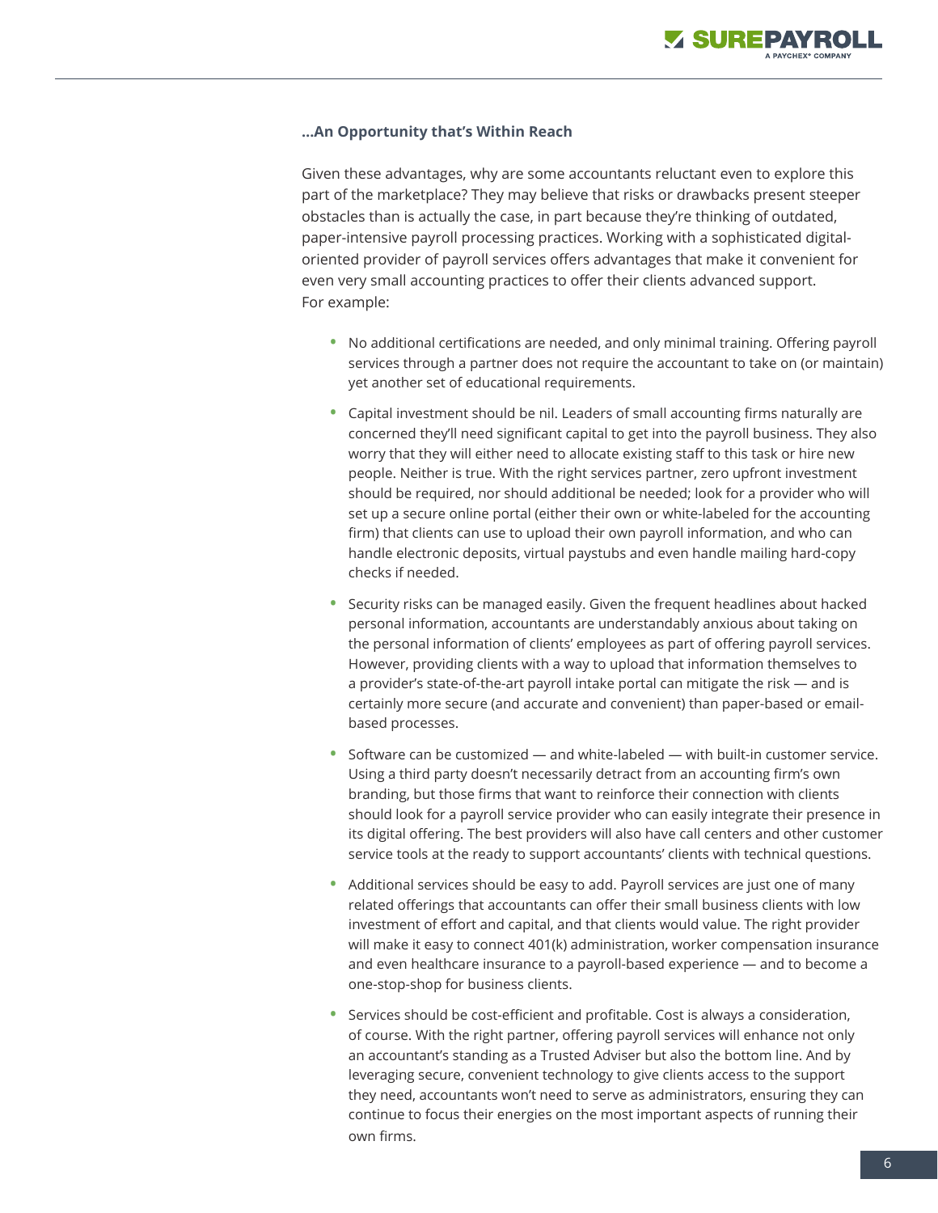**…An Opportunity that's Within Reach**

Given these advantages, why are some accountants reluctant even to explore this part of the marketplace? They may believe that risks or drawbacks present steeper obstacles than is actually the case, in part because they're thinking of outdated, paper-intensive payroll processing practices. Working with a sophisticated digital-oriented provider of payroll services offers advantages that make it convenient for even very small accounting practices to offer their clients advanced support. For example:

- No additional certifications are needed, and only minimal training. Offering payroll services through a partner does not require the accountant to take on (or maintain) yet another set of educational requirements.
- Capital investment should be nil. Leaders of small accounting firms naturally are concerned they'll need significant capital to get into the payroll business. They also worry that they will either need to allocate existing staff to this task or hire new people. Neither is true. With the right services partner, zero upfront investment should be required, nor should additional be needed; look for a provider who will set up a secure online portal (either their own or white-labeled for the accounting firm) that clients can use to upload their own payroll information, and who can handle electronic deposits, virtual paystubs and even handle mailing hard-copy checks if needed.
- Security risks can be managed easily. Given the frequent headlines about hacked personal information, accountants are understandably anxious about taking on the personal information of clients' employees as part of offering payroll services. However, providing clients with a way to upload that information themselves to a provider's state-of-the-art payroll intake portal can mitigate the risk — and is certainly more secure (and accurate and convenient) than paper-based or email-based processes.
- Software can be customized — and white-labeled — with built-in customer service. Using a third party doesn't necessarily detract from an accounting firm's own branding, but those firms that want to reinforce their connection with clients should look for a payroll service provider who can easily integrate their presence in its digital offering. The best providers will also have call centers and other customer service tools at the ready to support accountants' clients with technical questions.
- Additional services should be easy to add. Payroll services are just one of many related offerings that accountants can offer their small business clients with low investment of effort and capital, and that clients would value. The right provider will make it easy to connect 401(k) administration, worker compensation insurance and even healthcare insurance to a payroll-based experience — and to become a one-stop-shop for business clients.
- Services should be cost-efficient and profitable. Cost is always a consideration, of course. With the right partner, offering payroll services will enhance not only an accountant's standing as a Trusted Adviser but also the bottom line. And by leveraging secure, convenient technology to give clients access to the support they need, accountants won't need to serve as administrators, ensuring they can continue to focus their energies on the most important aspects of running their own firms.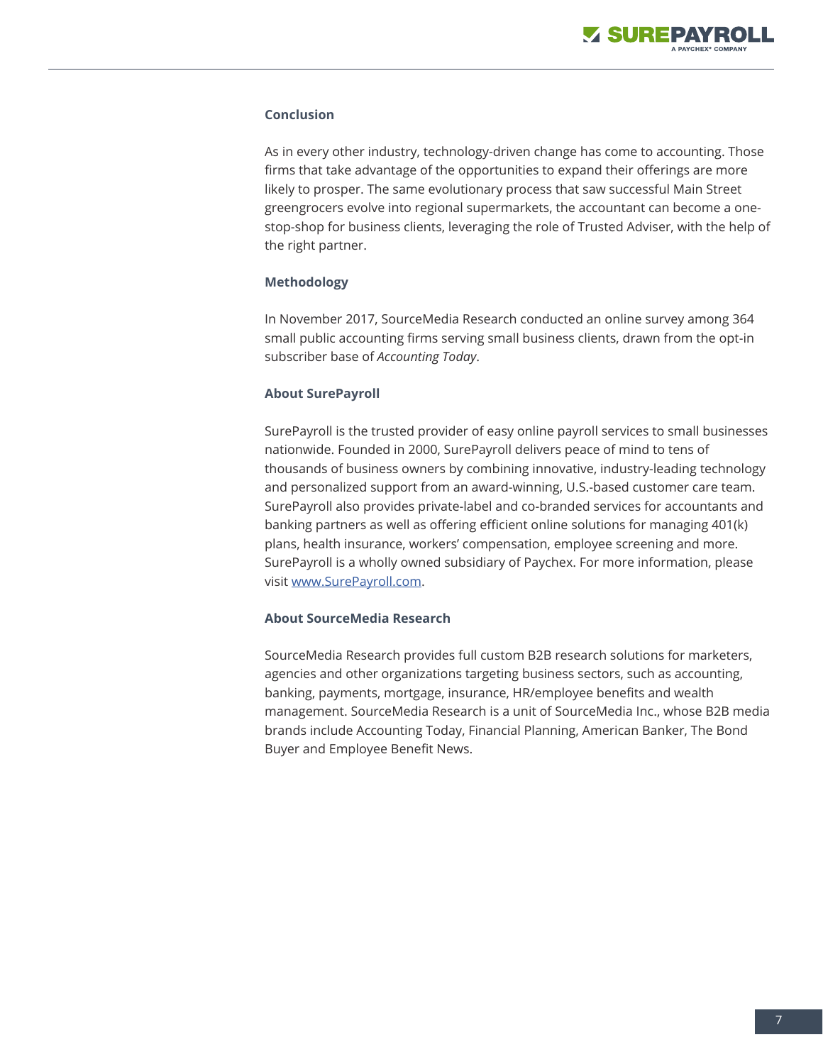### Conclusion

As in every other industry, technology-driven change has come to accounting. Those firms that take advantage of the opportunities to expand their offerings are more likely to prosper. The same evolutionary process that saw successful Main Street greengrocers evolve into regional supermarkets, the accountant can become a one-stop-shop for business clients, leveraging the role of Trusted Adviser, with the help of the right partner.

### Methodology

In November 2017, SourceMedia Research conducted an online survey among 364 small public accounting firms serving small business clients, drawn from the opt-in subscriber base of *Accounting Today*.

### About SurePayroll

SurePayroll is the trusted provider of easy online payroll services to small businesses nationwide. Founded in 2000, SurePayroll delivers peace of mind to tens of thousands of business owners by combining innovative, industry-leading technology and personalized support from an award-winning, U.S.-based customer care team. SurePayroll also provides private-label and co-branded services for accountants and banking partners as well as offering efficient online solutions for managing 401(k) plans, health insurance, workers' compensation, employee screening and more. SurePayroll is a wholly owned subsidiary of Paychex. For more information, please visit [www.SurePayroll.com](http://www.SurePayroll.com).

### About SourceMedia Research

SourceMedia Research provides full custom B2B research solutions for marketers, agencies and other organizations targeting business sectors, such as accounting, banking, payments, mortgage, insurance, HR/employee benefits and wealth management. SourceMedia Research is a unit of SourceMedia Inc., whose B2B media brands include Accounting Today, Financial Planning, American Banker, The Bond Buyer and Employee Benefit News.